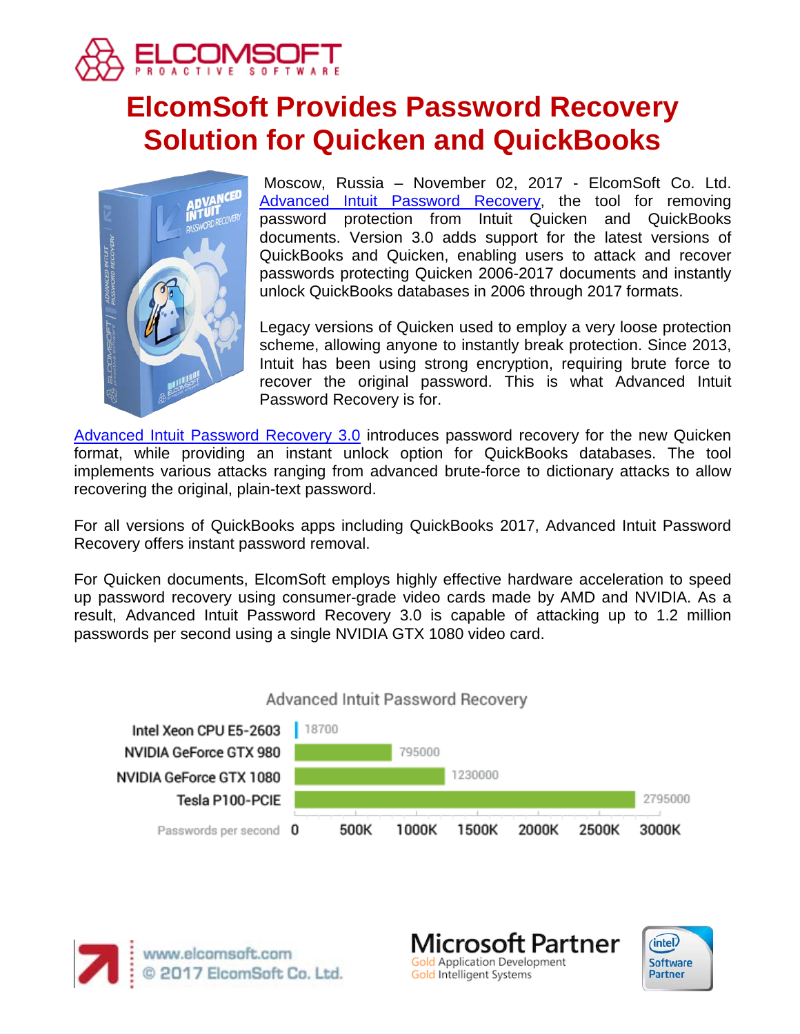# ElcomSoft Provides Password Recovery Solution for Quicken and QuickBooks

Moscow, Russia – November 02, 2017 - ElcomSoft Co. Ltd. Advanced Intuit Password Recovery, the tool for removing password protection from Intuit Quicken and QuickBooks documents. Version 3.0 adds support for the latest versions of QuickBooks and Quicken, enabling users to attack and recover passwords protecting Quicken 2006-2017 documents and instantly unlock QuickBooks databases in 2006 through 2017 formats.

Legacy versions of Quicken used to employ a very loose protection scheme, allowing anyone to instantly break protection. Since 2013, Intuit has been using strong encryption, requiring brute force to recover the original password. This is what Advanced Intuit Password Recovery is for.

Advanced Intuit Password Recovery 3.0 introduces password recovery for the new Quicken format, while providing an instant unlock option for QuickBooks databases. The tool implements various attacks ranging from advanced brute-force to dictionary attacks to allow recovering the original, plain-text password.

For all versions of QuickBooks apps including QuickBooks 2017, Advanced Intuit Password Recovery offers instant password removal.

For Quicken documents, ElcomSoft employs highly effective hardware acceleration to speed up password recovery using consumer-grade video cards made by AMD and NVIDIA. As a result, Advanced Intuit Password Recovery 3.0 is capable of attacking up to 1.2 million passwords per second using a single NVIDIA GTX 1080 video card.

Advanced Intuit Password Recovery

| Hardware | Passwords per second |
| --- | --- |
| Intel Xeon CPU E5-2603 | 18700 |
| NVIDIA GeForce GTX 980 | 795000 |
| NVIDIA GeForce GTX 1080 | 1230000 |
| Tesla P100-PCIE | 2795000 |

www.elcomsoft.com
© 2017 ElcomSoft Co. Ltd.

Microsoft Partner
Gold Application Development
Gold Intelligent Systems

Intel Software Partner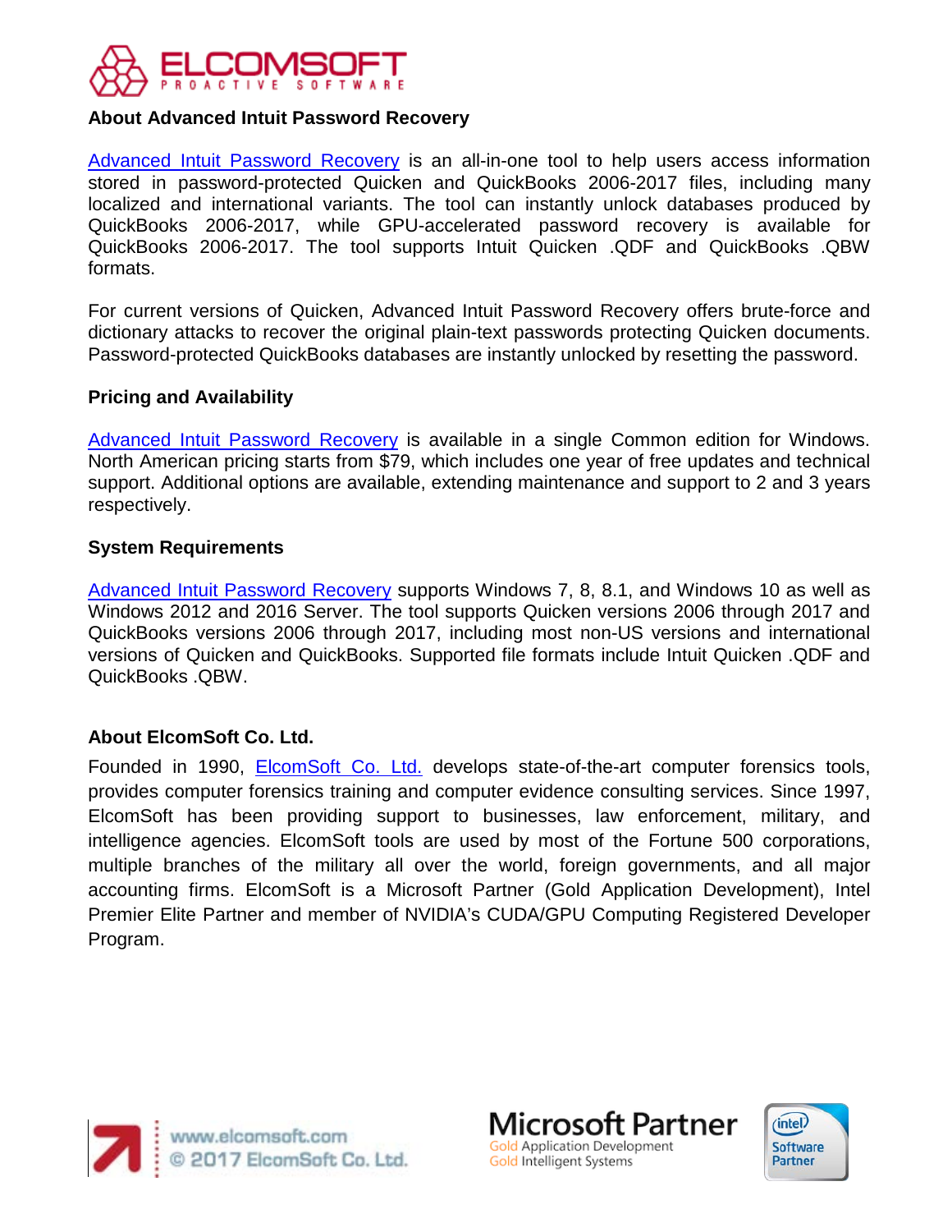### About Advanced Intuit Password Recovery

Advanced Intuit Password Recovery is an all-in-one tool to help users access information stored in password-protected Quicken and QuickBooks 2006-2017 files, including many localized and international variants. The tool can instantly unlock databases produced by QuickBooks 2006-2017, while GPU-accelerated password recovery is available for QuickBooks 2006-2017. The tool supports Intuit Quicken .QDF and QuickBooks .QBW formats.

For current versions of Quicken, Advanced Intuit Password Recovery offers brute-force and dictionary attacks to recover the original plain-text passwords protecting Quicken documents. Password-protected QuickBooks databases are instantly unlocked by resetting the password.

### Pricing and Availability

Advanced Intuit Password Recovery is available in a single Common edition for Windows. North American pricing starts from $79, which includes one year of free updates and technical support. Additional options are available, extending maintenance and support to 2 and 3 years respectively.

### System Requirements

Advanced Intuit Password Recovery supports Windows 7, 8, 8.1, and Windows 10 as well as Windows 2012 and 2016 Server. The tool supports Quicken versions 2006 through 2017 and QuickBooks versions 2006 through 2017, including most non-US versions and international versions of Quicken and QuickBooks. Supported file formats include Intuit Quicken .QDF and QuickBooks .QBW.

### About ElcomSoft Co. Ltd.

Founded in 1990, ElcomSoft Co. Ltd. develops state-of-the-art computer forensics tools, provides computer forensics training and computer evidence consulting services. Since 1997, ElcomSoft has been providing support to businesses, law enforcement, military, and intelligence agencies. ElcomSoft tools are used by most of the Fortune 500 corporations, multiple branches of the military all over the world, foreign governments, and all major accounting firms. ElcomSoft is a Microsoft Partner (Gold Application Development), Intel Premier Elite Partner and member of NVIDIA's CUDA/GPU Computing Registered Developer Program.

www.elcomsoft.com
© 2017 ElcomSoft Co. Ltd.

Microsoft Partner
Gold Application Development
Gold Intelligent Systems

intel Software Partner